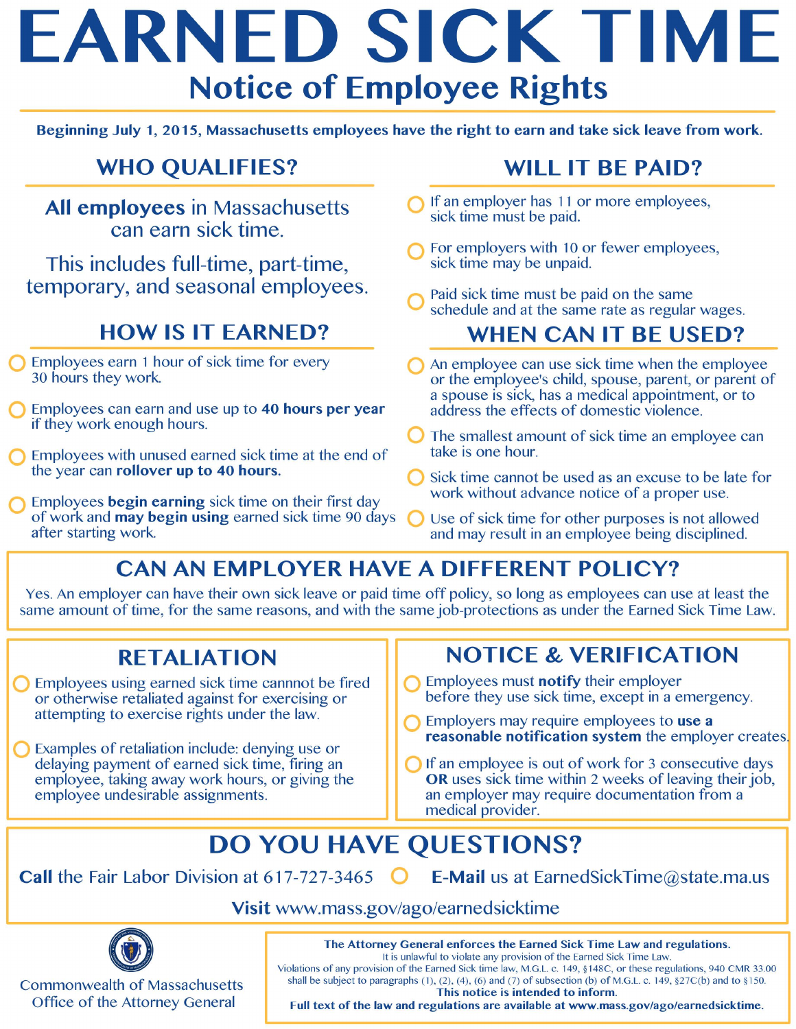# EARNED SICK TIME

## Notice of Employee Rights

**Beginning July 1, 2015, Massachusetts employees have the right to earn and take sick leave from work.**

## WHO QUALIFIES?

**All employees** in Massachusetts can earn sick time.

This includes full-time, part-time, temporary, and seasonal employees.

## HOW IS IT EARNED?

- Employees earn 1 hour of sick time for every 30 hours they work.
- Employees can earn and use up to **40 hours per year** if they work enough hours.
- Employees with unused earned sick time at the end of the year can **rollover up to 40 hours.**
- Employees **begin earning** sick time on their first day of work and **may begin using** earned sick time 90 days after starting work.

## WILL IT BE PAID?

- If an employer has 11 or more employees, sick time must be paid.
- For employers with 10 or fewer employees, sick time may be unpaid.
- Paid sick time must be paid on the same schedule and at the same rate as regular wages.

## WHEN CAN IT BE USED?

- An employee can use sick time when the employee or the employee's child, spouse, parent, or parent of a spouse is sick, has a medical appointment, or to address the effects of domestic violence.
- The smallest amount of sick time an employee can take is one hour.
- Sick time cannot be used as an excuse to be late for work without advance notice of a proper use.
- Use of sick time for other purposes is not allowed and may result in an employee being disciplined.

## CAN AN EMPLOYER HAVE A DIFFERENT POLICY?

Yes. An employer can have their own sick leave or paid time off policy, so long as employees can use at least the same amount of time, for the same reasons, and with the same job-protections as under the Earned Sick Time Law.

## RETALIATION

- Employees using earned sick time cannot be fired or otherwise retaliated against for exercising or attempting to exercise rights under the law.
- Examples of retaliation include: denying use or delaying payment of earned sick time, firing an employee, taking away work hours, or giving the employee undesirable assignments.

## NOTICE & VERIFICATION

- Employees must **notify** their employer before they use sick time, except in a emergency.
- Employers may require employees to **use a reasonable notification system** the employer creates.
- If an employee is out of work for 3 consecutive days **OR** uses sick time within 2 weeks of leaving their job, an employer may require documentation from a medical provider.

## DO YOU HAVE QUESTIONS?

**Call** the Fair Labor Division at 617-727-3465 **E-Mail** us at EarnedSickTime@state.ma.us

**Visit** www.mass.gov/ago/earnedsicktime

Commonwealth of Massachusetts
Office of the Attorney General

**The Attorney General enforces the Earned Sick Time Law and regulations.**
It is unlawful to violate any provision of the Earned Sick Time Law.
Violations of any provision of the Earned Sick time law, M.G.L. c. 149, §148C, or these regulations, 940 CMR 33.00 shall be subject to paragraphs (1), (2), (4), (6) and (7) of subsection (b) of M.G.L. c. 149, §27C(b) and to §150.
**This notice is intended to inform.**
**Full text of the law and regulations are available at www.mass.gov/ago/earnedsicktime.**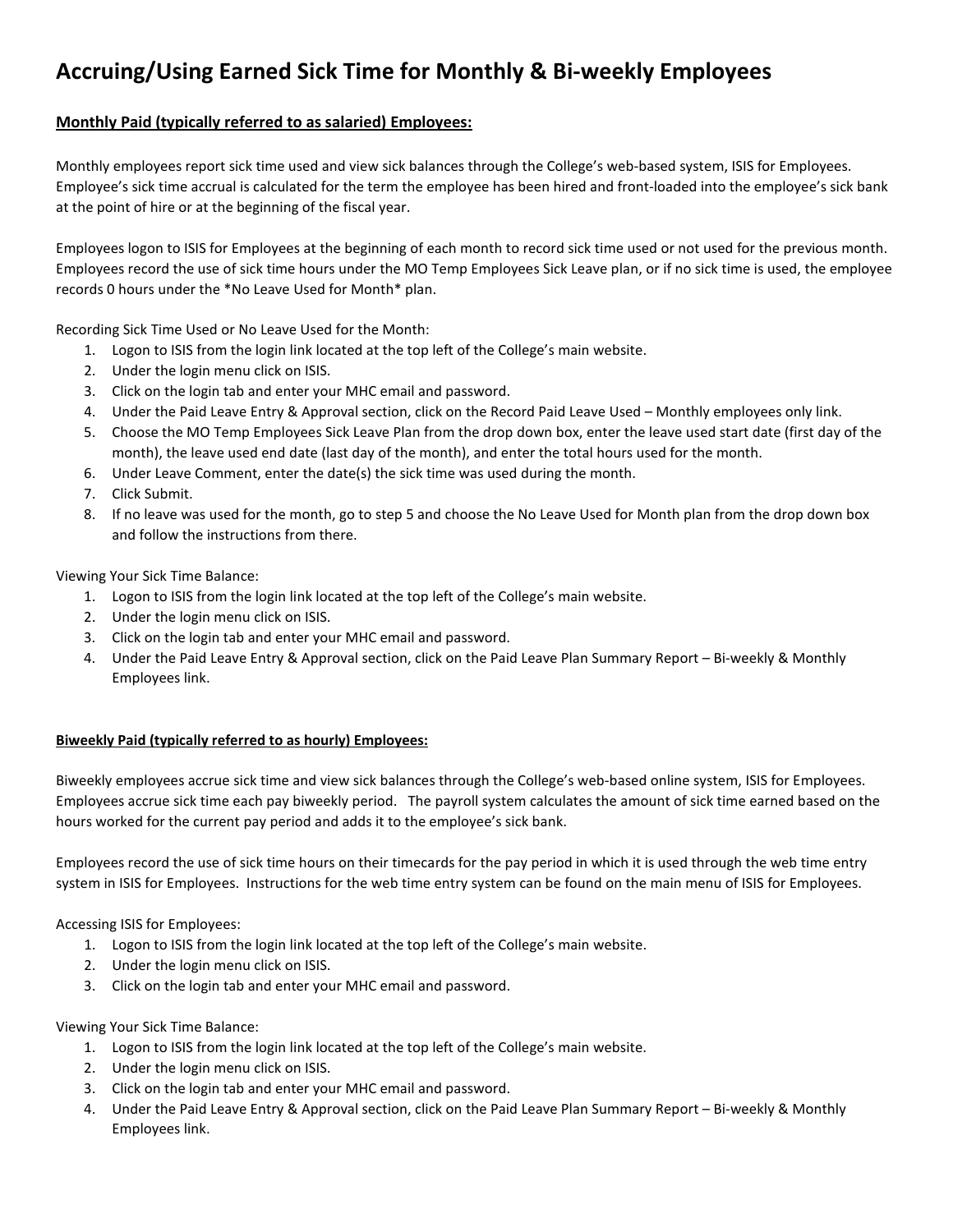# Accruing/Using Earned Sick Time for Monthly & Bi-weekly Employees

**Monthly Paid (typically referred to as salaried) Employees:**

Monthly employees report sick time used and view sick balances through the College's web-based system, ISIS for Employees. Employee's sick time accrual is calculated for the term the employee has been hired and front-loaded into the employee's sick bank at the point of hire or at the beginning of the fiscal year.

Employees logon to ISIS for Employees at the beginning of each month to record sick time used or not used for the previous month. Employees record the use of sick time hours under the MO Temp Employees Sick Leave plan, or if no sick time is used, the employee records 0 hours under the *No Leave Used for Month* plan.

Recording Sick Time Used or No Leave Used for the Month:

1. Logon to ISIS from the login link located at the top left of the College's main website.
2. Under the login menu click on ISIS.
3. Click on the login tab and enter your MHC email and password.
4. Under the Paid Leave Entry & Approval section, click on the Record Paid Leave Used – Monthly employees only link.
5. Choose the MO Temp Employees Sick Leave Plan from the drop down box, enter the leave used start date (first day of the month), the leave used end date (last day of the month), and enter the total hours used for the month.
6. Under Leave Comment, enter the date(s) the sick time was used during the month.
7. Click Submit.
8. If no leave was used for the month, go to step 5 and choose the No Leave Used for Month plan from the drop down box and follow the instructions from there.

Viewing Your Sick Time Balance:

1. Logon to ISIS from the login link located at the top left of the College's main website.
2. Under the login menu click on ISIS.
3. Click on the login tab and enter your MHC email and password.
4. Under the Paid Leave Entry & Approval section, click on the Paid Leave Plan Summary Report – Bi-weekly & Monthly Employees link.

**Biweekly Paid (typically referred to as hourly) Employees:**

Biweekly employees accrue sick time and view sick balances through the College's web-based online system, ISIS for Employees. Employees accrue sick time each pay biweekly period. The payroll system calculates the amount of sick time earned based on the hours worked for the current pay period and adds it to the employee's sick bank.

Employees record the use of sick time hours on their timecards for the pay period in which it is used through the web time entry system in ISIS for Employees. Instructions for the web time entry system can be found on the main menu of ISIS for Employees.

Accessing ISIS for Employees:

1. Logon to ISIS from the login link located at the top left of the College's main website.
2. Under the login menu click on ISIS.
3. Click on the login tab and enter your MHC email and password.

Viewing Your Sick Time Balance:

1. Logon to ISIS from the login link located at the top left of the College's main website.
2. Under the login menu click on ISIS.
3. Click on the login tab and enter your MHC email and password.
4. Under the Paid Leave Entry & Approval section, click on the Paid Leave Plan Summary Report – Bi-weekly & Monthly Employees link.